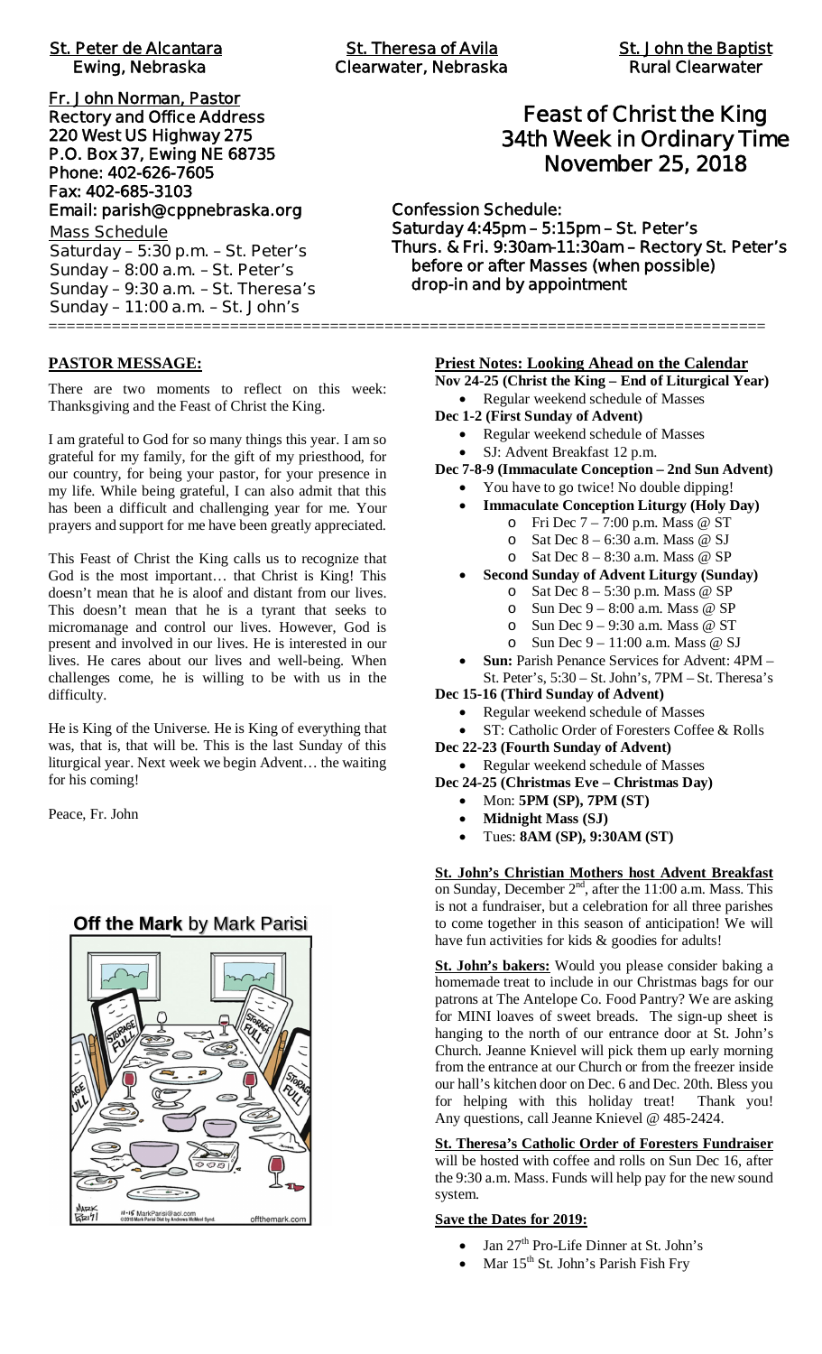**St. Peter de Alcantara**
**Ewing, Nebraska**

**St. Theresa of Avila**
**Clearwater, Nebraska**

**St. John the Baptist**
**Rural Clearwater**

**Fr. John Norman, Pastor**
**Rectory and Office Address**
**220 West US Highway 275**
**P.O. Box 37, Ewing NE 68735**
**Phone: 402-626-7605**
**Fax: 402-685-3103**
**Email: parish@cppnebraska.org**

Mass Schedule
Saturday – 5:30 p.m. – St. Peter's
Sunday – 8:00 a.m. – St. Peter's
Sunday – 9:30 a.m. – St. Theresa's
Sunday – 11:00 a.m. – St. John's

# Feast of Christ the King
# 34th Week in Ordinary Time
# November 25, 2018

**Confession Schedule:**
**Saturday 4:45pm – 5:15pm – St. Peter's**
**Thurs. & Fri. 9:30am-11:30am – Rectory St. Peter's**
**before or after Masses (when possible)**
**drop-in and by appointment**

---

## PASTOR MESSAGE:

There are two moments to reflect on this week: Thanksgiving and the Feast of Christ the King.

I am grateful to God for so many things this year. I am so grateful for my family, for the gift of my priesthood, for our country, for being your pastor, for your presence in my life. While being grateful, I can also admit that this has been a difficult and challenging year for me. Your prayers and support for me have been greatly appreciated.

This Feast of Christ the King calls us to recognize that God is the most important… that Christ is King! This doesn't mean that he is aloof and distant from our lives. This doesn't mean that he is a tyrant that seeks to micromanage and control our lives. However, God is present and involved in our lives. He is interested in our lives. He cares about our lives and well-being. When challenges come, he is willing to be with us in the difficulty.

He is King of the Universe. He is King of everything that was, that is, that will be. This is the last Sunday of this liturgical year. Next week we begin Advent… the waiting for his coming!

Peace, Fr. John

**Off the Mark** by Mark Parisi

## Priest Notes: Looking Ahead on the Calendar

**Nov 24-25 (Christ the King – End of Liturgical Year)**
- Regular weekend schedule of Masses

**Dec 1-2 (First Sunday of Advent)**
- Regular weekend schedule of Masses
- SJ: Advent Breakfast 12 p.m.

**Dec 7-8-9 (Immaculate Conception – 2nd Sun Advent)**
- You have to go twice! No double dipping!
- **Immaculate Conception Liturgy (Holy Day)**
  - Fri Dec 7 – 7:00 p.m. Mass @ ST
  - Sat Dec 8 – 6:30 a.m. Mass @ SJ
  - Sat Dec 8 – 8:30 a.m. Mass @ SP
- **Second Sunday of Advent Liturgy (Sunday)**
  - Sat Dec 8 – 5:30 p.m. Mass @ SP
  - Sun Dec 9 – 8:00 a.m. Mass @ SP
  - Sun Dec 9 – 9:30 a.m. Mass @ ST
  - Sun Dec 9 – 11:00 a.m. Mass @ SJ
- **Sun:** Parish Penance Services for Advent: 4PM – St. Peter's, 5:30 – St. John's, 7PM – St. Theresa's

**Dec 15-16 (Third Sunday of Advent)**
- Regular weekend schedule of Masses
- ST: Catholic Order of Foresters Coffee & Rolls

**Dec 22-23 (Fourth Sunday of Advent)**
- Regular weekend schedule of Masses

**Dec 24-25 (Christmas Eve – Christmas Day)**
- Mon: **5PM (SP), 7PM (ST)**
- **Midnight Mass (SJ)**
- Tues: **8AM (SP), 9:30AM (ST)**

**St. John's Christian Mothers host Advent Breakfast** on Sunday, December 2[nd], after the 11:00 a.m. Mass. This is not a fundraiser, but a celebration for all three parishes to come together in this season of anticipation! We will have fun activities for kids & goodies for adults!

**St. John's bakers:** Would you please consider baking a homemade treat to include in our Christmas bags for our patrons at The Antelope Co. Food Pantry? We are asking for MINI loaves of sweet breads. The sign-up sheet is hanging to the north of our entrance door at St. John's Church. Jeanne Knievel will pick them up early morning from the entrance at our Church or from the freezer inside our hall's kitchen door on Dec. 6 and Dec. 20th. Bless you for helping with this holiday treat! Thank you! Any questions, call Jeanne Knievel @ 485-2424.

**St. Theresa's Catholic Order of Foresters Fundraiser** will be hosted with coffee and rolls on Sun Dec 16, after the 9:30 a.m. Mass. Funds will help pay for the new sound system.

**Save the Dates for 2019:**

- Jan 27[th] Pro-Life Dinner at St. John's
- Mar 15[th] St. John's Parish Fish Fry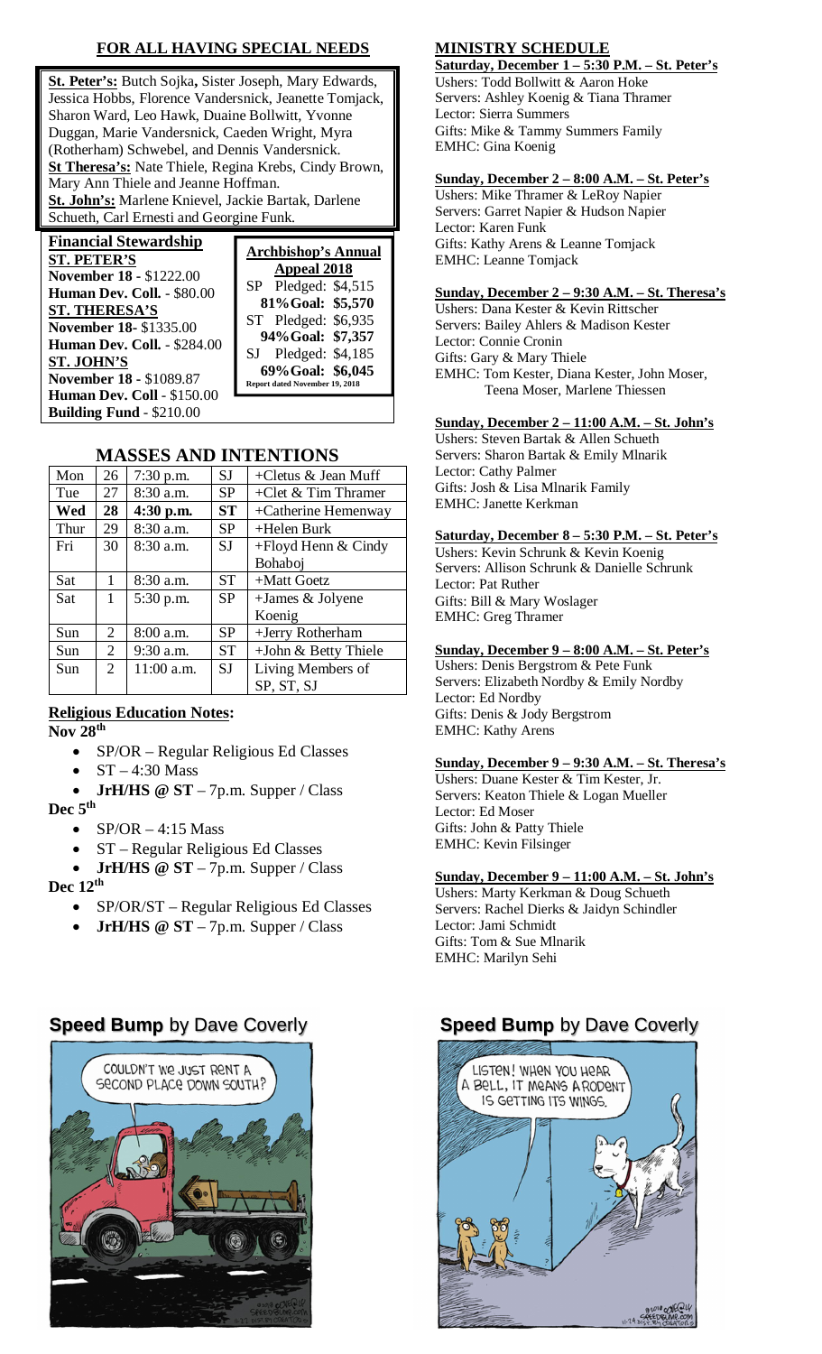## FOR ALL HAVING SPECIAL NEEDS

**St. Peter's:** Butch Sojka**,** Sister Joseph, Mary Edwards, Jessica Hobbs, Florence Vandersnick, Jeanette Tomjack, Sharon Ward, Leo Hawk, Duaine Bollwitt, Yvonne Duggan, Marie Vandersnick, Caeden Wright, Myra (Rotherham) Schwebel, and Dennis Vandersnick.
**St Theresa's:** Nate Thiele, Regina Krebs, Cindy Brown, Mary Ann Thiele and Jeanne Hoffman.
**St. John's:** Marlene Knievel, Jackie Bartak, Darlene Schueth, Carl Ernesti and Georgine Funk.

**Financial Stewardship**
**ST. PETER'S**
**November 18** - $1222.00
**Human Dev. Coll.** - $80.00
**ST. THERESA'S**
**November 18**- $1335.00
**Human Dev. Coll.** - $284.00
**ST. JOHN'S**
**November 18** - $1089.87
**Human Dev. Coll** - $150.00
**Building Fund** - $210.00

**Archbishop's Annual Appeal 2018**
SP Pledged: $4,515
81% Goal: $5,570
ST Pledged: $6,935
94% Goal: $7,357
SJ Pledged: $4,185
69% Goal: $6,045
Report dated November 19, 2018

## MASSES AND INTENTIONS

| | | | | |
|---|---|---|---|---|
| Mon | 26 | 7:30 p.m. | SJ | +Cletus & Jean Muff |
| Tue | 27 | 8:30 a.m. | SP | +Clet & Tim Thramer |
| **Wed** | **28** | **4:30 p.m.** | **ST** | +Catherine Hemenway |
| Thur | 29 | 8:30 a.m. | SP | +Helen Burk |
| Fri | 30 | 8:30 a.m. | SJ | +Floyd Henn & Cindy Bohaboj |
| Sat | 1 | 8:30 a.m. | ST | +Matt Goetz |
| Sat | 1 | 5:30 p.m. | SP | +James & Jolyene Koenig |
| Sun | 2 | 8:00 a.m. | SP | +Jerry Rotherham |
| Sun | 2 | 9:30 a.m. | ST | +John & Betty Thiele |
| Sun | 2 | 11:00 a.m. | SJ | Living Members of SP, ST, SJ |

**Religious Education Notes:**

**Nov 28th**

- SP/OR – Regular Religious Ed Classes
- ST – 4:30 Mass
- **JrH/HS @ ST** – 7p.m. Supper / Class

**Dec 5th**

- SP/OR – 4:15 Mass
- ST – Regular Religious Ed Classes
- **JrH/HS @ ST** – 7p.m. Supper / Class

**Dec 12th**

- SP/OR/ST – Regular Religious Ed Classes
- **JrH/HS @ ST** – 7p.m. Supper / Class

## MINISTRY SCHEDULE

**Saturday, December 1 – 5:30 P.M. – St. Peter's**
Ushers: Todd Bollwitt & Aaron Hoke
Servers: Ashley Koenig & Tiana Thramer
Lector: Sierra Summers
Gifts: Mike & Tammy Summers Family
EMHC: Gina Koenig

**Sunday, December 2 – 8:00 A.M. – St. Peter's**
Ushers: Mike Thramer & LeRoy Napier
Servers: Garret Napier & Hudson Napier
Lector: Karen Funk
Gifts: Kathy Arens & Leanne Tomjack
EMHC: Leanne Tomjack

**Sunday, December 2 – 9:30 A.M. – St. Theresa's**
Ushers: Dana Kester & Kevin Rittscher
Servers: Bailey Ahlers & Madison Kester
Lector: Connie Cronin
Gifts: Gary & Mary Thiele
EMHC: Tom Kester, Diana Kester, John Moser, Teena Moser, Marlene Thiessen

**Sunday, December 2 – 11:00 A.M. – St. John's**
Ushers: Steven Bartak & Allen Schueth
Servers: Sharon Bartak & Emily Mlnarik
Lector: Cathy Palmer
Gifts: Josh & Lisa Mlnarik Family
EMHC: Janette Kerkman

**Saturday, December 8 – 5:30 P.M. – St. Peter's**
Ushers: Kevin Schrunk & Kevin Koenig
Servers: Allison Schrunk & Danielle Schrunk
Lector: Pat Ruther
Gifts: Bill & Mary Woslager
EMHC: Greg Thramer

**Sunday, December 9 – 8:00 A.M. – St. Peter's**
Ushers: Denis Bergstrom & Pete Funk
Servers: Elizabeth Nordby & Emily Nordby
Lector: Ed Nordby
Gifts: Denis & Jody Bergstrom
EMHC: Kathy Arens

**Sunday, December 9 – 9:30 A.M. – St. Theresa's**
Ushers: Duane Kester & Tim Kester, Jr.
Servers: Keaton Thiele & Logan Mueller
Lector: Ed Moser
Gifts: John & Patty Thiele
EMHC: Kevin Filsinger

**Sunday, December 9 – 11:00 A.M. – St. John's**
Ushers: Marty Kerkman & Doug Schueth
Servers: Rachel Dierks & Jaidyn Schindler
Lector: Jami Schmidt
Gifts: Tom & Sue Mlnarik
EMHC: Marilyn Sehi

**Speed Bump** by Dave Coverly

COULDN'T WE JUST RENT A SECOND PLACE DOWN SOUTH?

**Speed Bump** by Dave Coverly

LISTEN! WHEN YOU HEAR A BELL, IT MEANS A RODENT IS GETTING ITS WINGS.